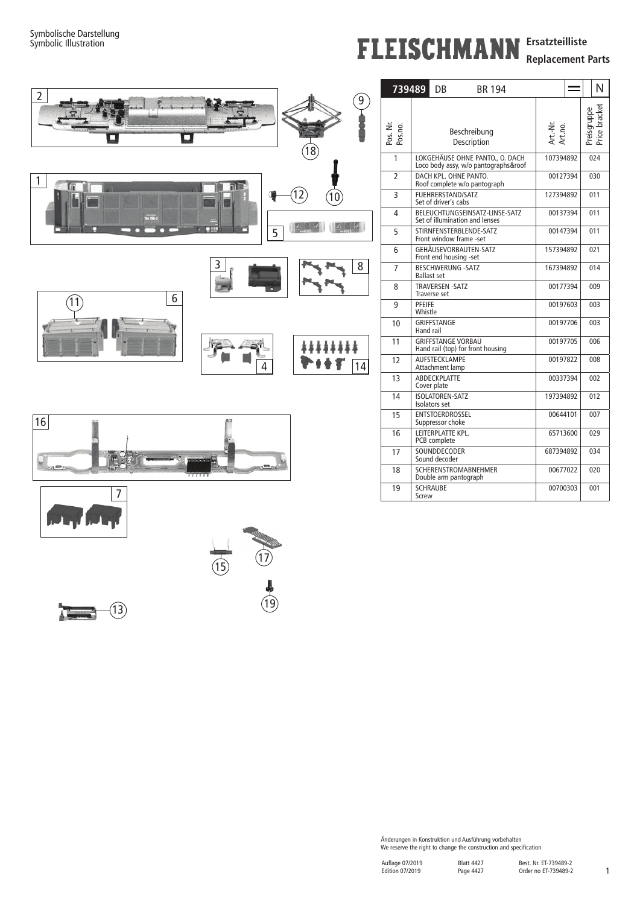Symbolische Darstellung
Symbolic Illustration

# FLEISCHMANN Ersatzteilliste
## Replacement Parts

| 739489 DB BR 194 | | | N |
|---|---|---|---|
| Pos. Nr. Pos.no. | Beschreibung Description | Art.-Nr. Art.no. | Preisgruppe Price bracket |
| 1 | LOKGEHÄUSE OHNE PANTO., O. DACH<br>Loco body assy, w/o pantographs&roof | 107394892 | 024 |
| 2 | DACH KPL. OHNE PANTO.<br>Roof complete w/o pantograph | 00127394 | 030 |
| 3 | FUEHRERSTAND/SATZ<br>Set of driver's cabs | 127394892 | 011 |
| 4 | BELEUCHTUNGSEINSATZ-LINSE-SATZ<br>Set of illumination and lenses | 00137394 | 011 |
| 5 | STIRNFENSTERBLENDE-SATZ<br>Front window frame -set | 00147394 | 011 |
| 6 | GEHÄUSEVORBAUTEN-SATZ<br>Front end housing -set | 157394892 | 021 |
| 7 | BESCHWERUNG -SATZ<br>Ballast set | 167394892 | 014 |
| 8 | TRAVERSEN -SATZ<br>Traverse set | 00177394 | 009 |
| 9 | PFEIFE<br>Whistle | 00197603 | 003 |
| 10 | GRIFFSTANGE<br>Hand rail | 00197706 | 003 |
| 11 | GRIFFSTANGE VORBAU<br>Hand rail (top) for front housing | 00197705 | 006 |
| 12 | AUFSTECKLAMPE<br>Attachment lamp | 00197822 | 008 |
| 13 | ABDECKPLATTE<br>Cover plate | 00337394 | 002 |
| 14 | ISOLATOREN-SATZ<br>Isolators set | 197394892 | 012 |
| 15 | ENTSTOERDROSSEL<br>Suppressor choke | 00644101 | 007 |
| 16 | LEITERPLATTE KPL.<br>PCB complete | 65713600 | 029 |
| 17 | SOUNDDECODER<br>Sound decoder | 687394892 | 034 |
| 18 | SCHERENSTROMABNEHMER<br>Double arm pantograph | 00677022 | 020 |
| 19 | SCHRAUBE<br>Screw | 00700303 | 001 |

Änderungen in Konstruktion und Ausführung vorbehalten
We reserve the right to change the construction and specification

Auflage 07/2019
Edition 07/2019

Blatt 4427
Page 4427

Best. Nr. ET-739489-2
Order no ET-739489-2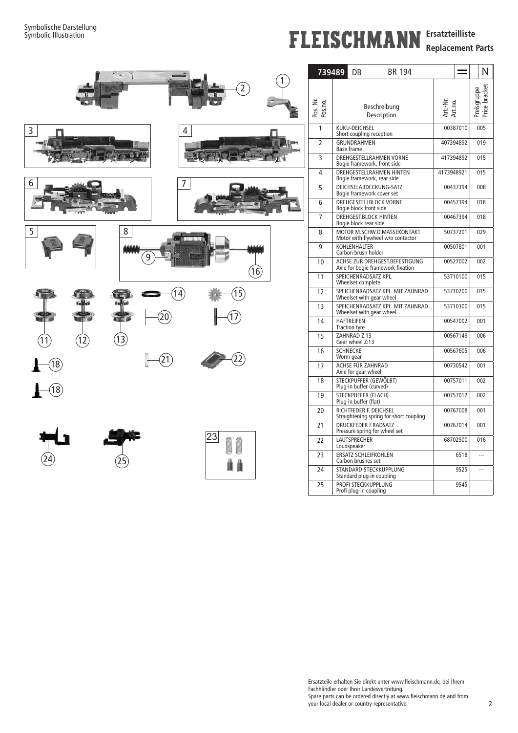Symbolische Darstellung
Symbolic Illustration

# FLEISCHMANN Ersatzteilliste Replacement Parts

| 739489 DB BR 194 | | | N |
|---|---|---|---|
| Pos. Nr. Pos.no. | Beschreibung Description | Art.-Nr. Art.no. | Preisgruppe Price bracket |
| 1 | KUKU-DEICHSEL Short coupling reception | 00387010 | 005 |
| 2 | GRUNDRAHMEN Base frame | 407394892 | 019 |
| 3 | DREHGESTELLRAHMEN VORNE Bogie framework, front side | 417394892 | 015 |
| 4 | DREHGESTELLRAHMEN HINTEN Bogie framework, rear side | 4173948921 | 015 |
| 5 | DEICHSELABDECKUNG-SATZ Bogie framework cover set | 00437394 | 008 |
| 6 | DREHGESTELLBLOCK VORNE Bogie block front side | 00457394 | 018 |
| 7 | DREHGEST.BLOCK HINTEN Bogie block rear side | 00467394 | 018 |
| 8 | MOTOR M.SCHW.O.MASSEKONTAKT Motor with flywheel w/o contactor | 50737201 | 029 |
| 9 | KOHLENHALTER Carbon brush holder | 00507801 | 001 |
| 10 | ACHSE ZUR DREHGEST.BEFESTIGUNG Axle for bogie framework fixation | 00527002 | 002 |
| 11 | SPEICHENRADSATZ KPL. Wheelset complete | 53710100 | 015 |
| 12 | SPEICHENRADSATZ KPL. MIT ZAHNRAD Wheelset with gear wheel | 53710200 | 015 |
| 13 | SPEICHENRADSATZ KPL. MIT ZAHNRAD Wheelset with gear wheel | 53710300 | 015 |
| 14 | HAFTREIFEN Traction tyre | 00547002 | 001 |
| 15 | ZAHNRAD Z:13 Gear wheel Z:13 | 00567149 | 006 |
| 16 | SCHNECKE Worm gear | 00567605 | 006 |
| 17 | ACHSE FÜR ZAHNRAD Axle for gear wheel | 00730542 | 001 |
| 18 | STECKPUFFER (GEWÖLBT) Plug-in buffer (curved) | 00757011 | 002 |
| 19 | STECKPUFFER (FLACH) Plug-in buffer (flat) | 00757012 | 002 |
| 20 | RICHTFEDER F. DEICHSEL Straightening spring for short coupling | 00767008 | 001 |
| 21 | DRUCKFEDER F.RADSATZ Pressure spring for wheel set | 00767014 | 001 |
| 22 | LAUTSPRECHER Loudspeaker | 68702500 | 016 |
| 23 | ERSATZ SCHLEIFKOHLEN Carbon brushes set | 6518 | --- |
| 24 | STANDARD-STECKKUPPLUNG Standard plug-in coupling | 9525 | --- |
| 25 | PROFI STECKKUPPLUNG Profi plug-in coupling | 9545 | --- |

Ersatzteile erhalten Sie direkt unter www.fleischmann.de, bei Ihrem Fachhändler oder Ihrer Landesvertretung.
Spare parts can be ordered directly at www.fleischmann.de and from your local dealer or country representative.